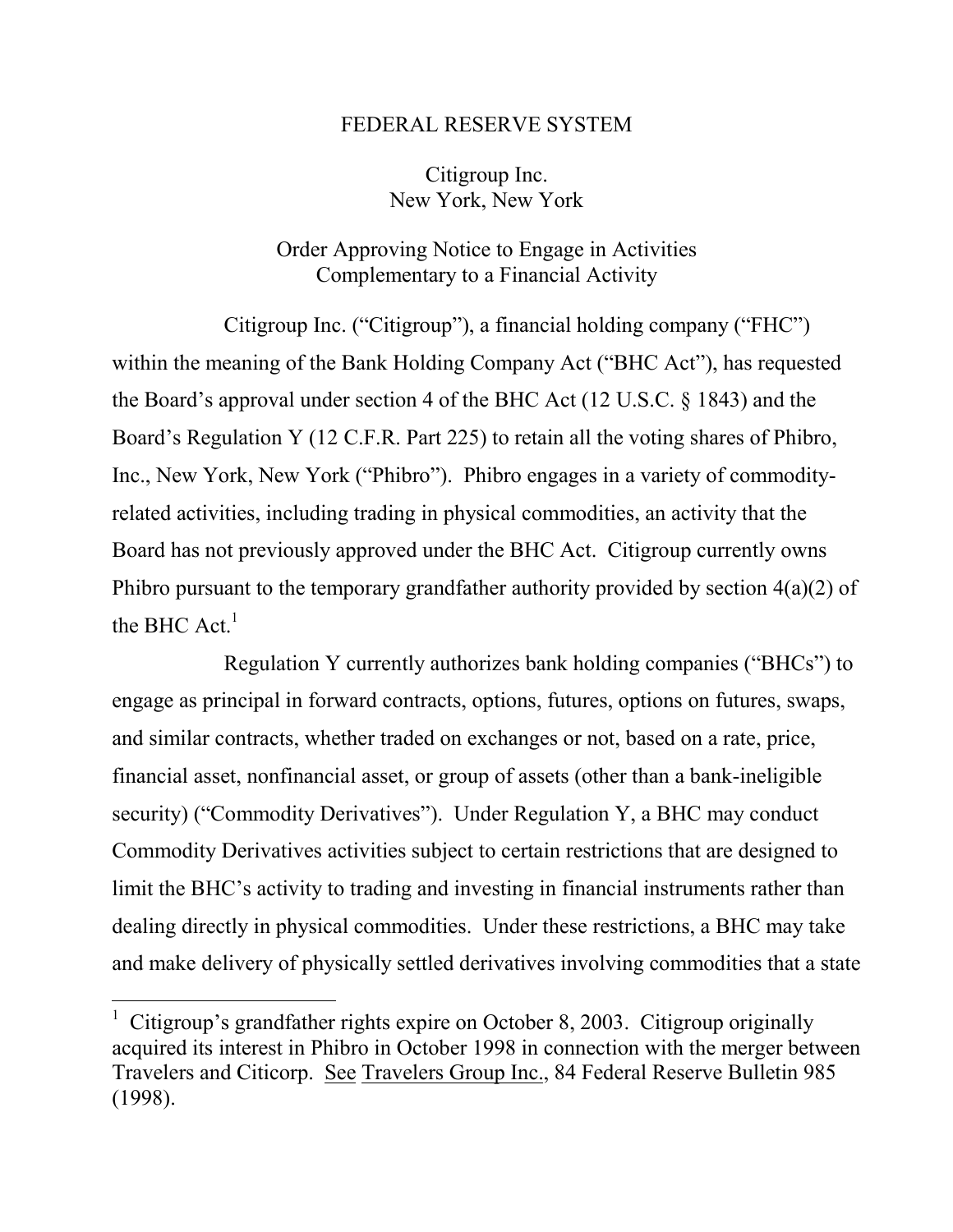# FEDERAL RESERVE SYSTEM

## Citigroup Inc.
## New York, New York

### Order Approving Notice to Engage in Activities Complementary to a Financial Activity

Citigroup Inc. ("Citigroup"), a financial holding company ("FHC") within the meaning of the Bank Holding Company Act ("BHC Act"), has requested the Board's approval under section 4 of the BHC Act (12 U.S.C. § 1843) and the Board's Regulation Y (12 C.F.R. Part 225) to retain all the voting shares of Phibro, Inc., New York, New York ("Phibro"). Phibro engages in a variety of commodity-related activities, including trading in physical commodities, an activity that the Board has not previously approved under the BHC Act. Citigroup currently owns Phibro pursuant to the temporary grandfather authority provided by section 4(a)(2) of the BHC Act.[1]

Regulation Y currently authorizes bank holding companies ("BHCs") to engage as principal in forward contracts, options, futures, options on futures, swaps, and similar contracts, whether traded on exchanges or not, based on a rate, price, financial asset, nonfinancial asset, or group of assets (other than a bank-ineligible security) ("Commodity Derivatives"). Under Regulation Y, a BHC may conduct Commodity Derivatives activities subject to certain restrictions that are designed to limit the BHC's activity to trading and investing in financial instruments rather than dealing directly in physical commodities. Under these restrictions, a BHC may take and make delivery of physically settled derivatives involving commodities that a state

---

[1] Citigroup's grandfather rights expire on October 8, 2003. Citigroup originally acquired its interest in Phibro in October 1998 in connection with the merger between Travelers and Citicorp. See Travelers Group Inc., 84 Federal Reserve Bulletin 985 (1998).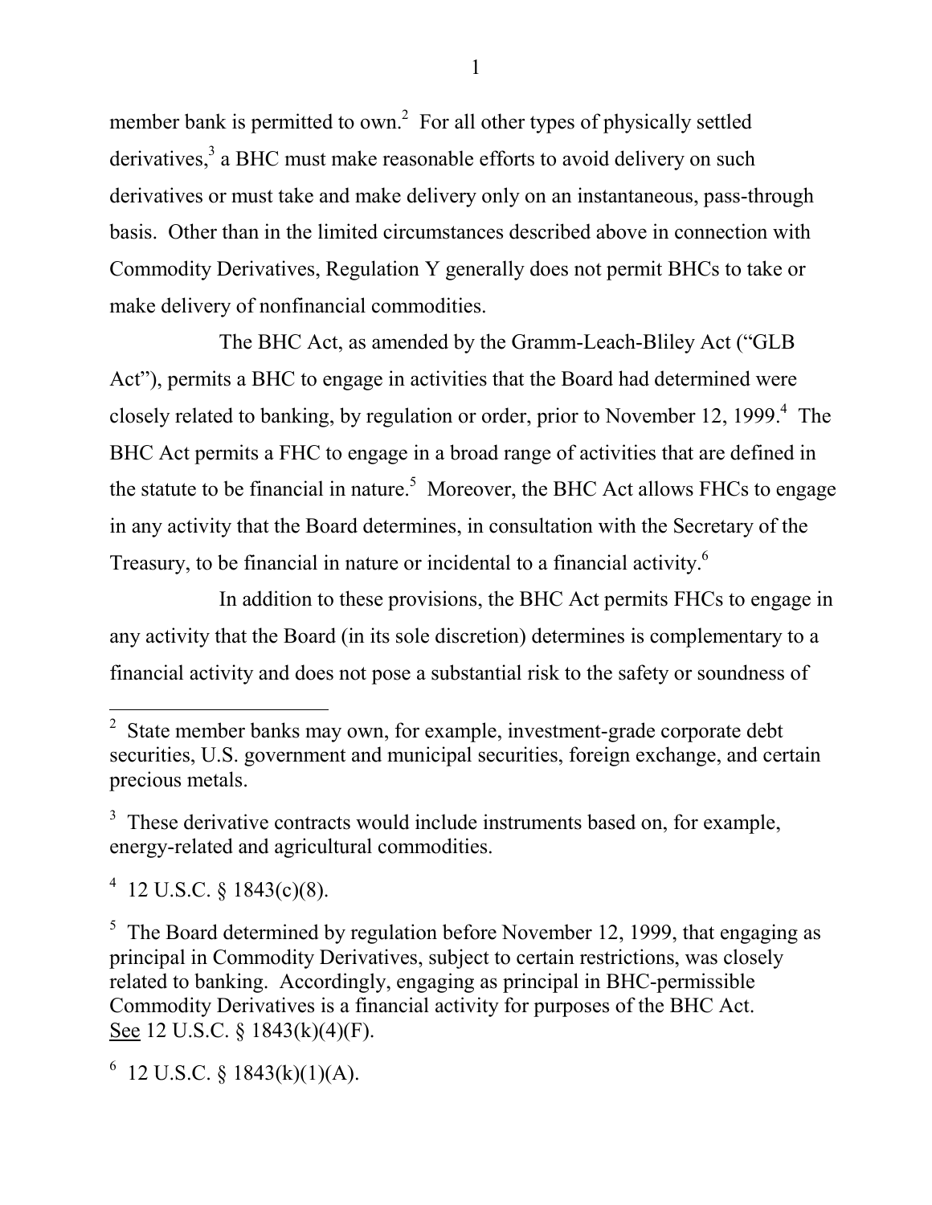member bank is permitted to own.[2] For all other types of physically settled derivatives,[3] a BHC must make reasonable efforts to avoid delivery on such derivatives or must take and make delivery only on an instantaneous, pass-through basis. Other than in the limited circumstances described above in connection with Commodity Derivatives, Regulation Y generally does not permit BHCs to take or make delivery of nonfinancial commodities.

The BHC Act, as amended by the Gramm-Leach-Bliley Act ("GLB Act"), permits a BHC to engage in activities that the Board had determined were closely related to banking, by regulation or order, prior to November 12, 1999.[4] The BHC Act permits a FHC to engage in a broad range of activities that are defined in the statute to be financial in nature.[5] Moreover, the BHC Act allows FHCs to engage in any activity that the Board determines, in consultation with the Secretary of the Treasury, to be financial in nature or incidental to a financial activity.[6]

In addition to these provisions, the BHC Act permits FHCs to engage in any activity that the Board (in its sole discretion) determines is complementary to a financial activity and does not pose a substantial risk to the safety or soundness of

---

[2] State member banks may own, for example, investment-grade corporate debt securities, U.S. government and municipal securities, foreign exchange, and certain precious metals.

[3] These derivative contracts would include instruments based on, for example, energy-related and agricultural commodities.

[4] 12 U.S.C. § 1843(c)(8).

[5] The Board determined by regulation before November 12, 1999, that engaging as principal in Commodity Derivatives, subject to certain restrictions, was closely related to banking. Accordingly, engaging as principal in BHC-permissible Commodity Derivatives is a financial activity for purposes of the BHC Act. See 12 U.S.C. § 1843(k)(4)(F).

[6] 12 U.S.C. § 1843(k)(1)(A).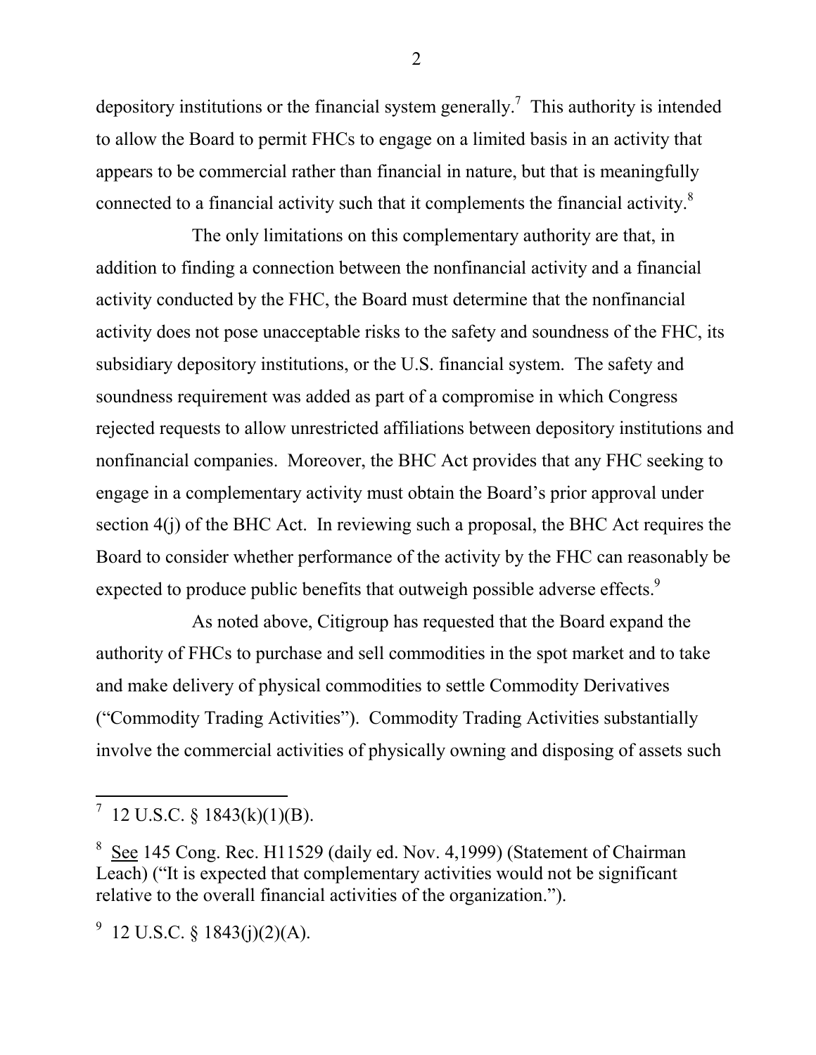depository institutions or the financial system generally.[7] This authority is intended to allow the Board to permit FHCs to engage on a limited basis in an activity that appears to be commercial rather than financial in nature, but that is meaningfully connected to a financial activity such that it complements the financial activity.[8]

The only limitations on this complementary authority are that, in addition to finding a connection between the nonfinancial activity and a financial activity conducted by the FHC, the Board must determine that the nonfinancial activity does not pose unacceptable risks to the safety and soundness of the FHC, its subsidiary depository institutions, or the U.S. financial system. The safety and soundness requirement was added as part of a compromise in which Congress rejected requests to allow unrestricted affiliations between depository institutions and nonfinancial companies. Moreover, the BHC Act provides that any FHC seeking to engage in a complementary activity must obtain the Board's prior approval under section 4(j) of the BHC Act. In reviewing such a proposal, the BHC Act requires the Board to consider whether performance of the activity by the FHC can reasonably be expected to produce public benefits that outweigh possible adverse effects.[9]

As noted above, Citigroup has requested that the Board expand the authority of FHCs to purchase and sell commodities in the spot market and to take and make delivery of physical commodities to settle Commodity Derivatives ("Commodity Trading Activities"). Commodity Trading Activities substantially involve the commercial activities of physically owning and disposing of assets such

---

[7] 12 U.S.C. § 1843(k)(1)(B).

[8] See 145 Cong. Rec. H11529 (daily ed. Nov. 4,1999) (Statement of Chairman Leach) ("It is expected that complementary activities would not be significant relative to the overall financial activities of the organization.").

[9] 12 U.S.C. § 1843(j)(2)(A).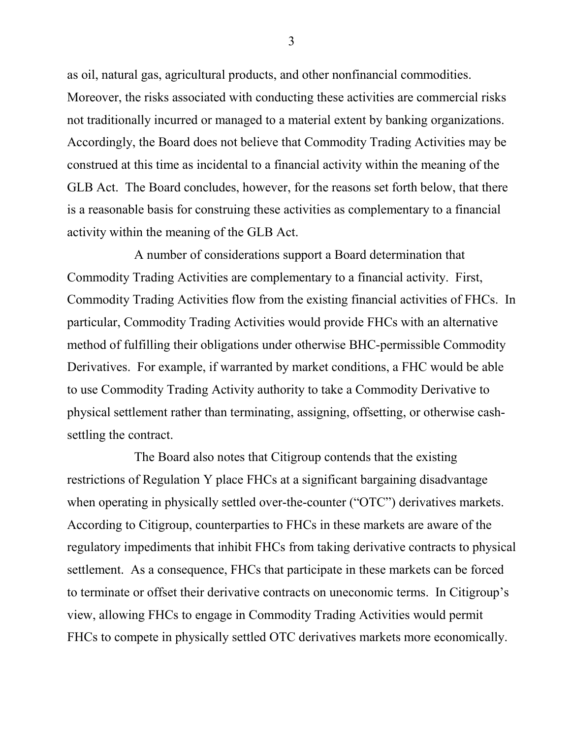as oil, natural gas, agricultural products, and other nonfinancial commodities. Moreover, the risks associated with conducting these activities are commercial risks not traditionally incurred or managed to a material extent by banking organizations. Accordingly, the Board does not believe that Commodity Trading Activities may be construed at this time as incidental to a financial activity within the meaning of the GLB Act. The Board concludes, however, for the reasons set forth below, that there is a reasonable basis for construing these activities as complementary to a financial activity within the meaning of the GLB Act.

A number of considerations support a Board determination that Commodity Trading Activities are complementary to a financial activity. First, Commodity Trading Activities flow from the existing financial activities of FHCs. In particular, Commodity Trading Activities would provide FHCs with an alternative method of fulfilling their obligations under otherwise BHC-permissible Commodity Derivatives. For example, if warranted by market conditions, a FHC would be able to use Commodity Trading Activity authority to take a Commodity Derivative to physical settlement rather than terminating, assigning, offsetting, or otherwise cash-settling the contract.

The Board also notes that Citigroup contends that the existing restrictions of Regulation Y place FHCs at a significant bargaining disadvantage when operating in physically settled over-the-counter ("OTC") derivatives markets. According to Citigroup, counterparties to FHCs in these markets are aware of the regulatory impediments that inhibit FHCs from taking derivative contracts to physical settlement. As a consequence, FHCs that participate in these markets can be forced to terminate or offset their derivative contracts on uneconomic terms. In Citigroup's view, allowing FHCs to engage in Commodity Trading Activities would permit FHCs to compete in physically settled OTC derivatives markets more economically.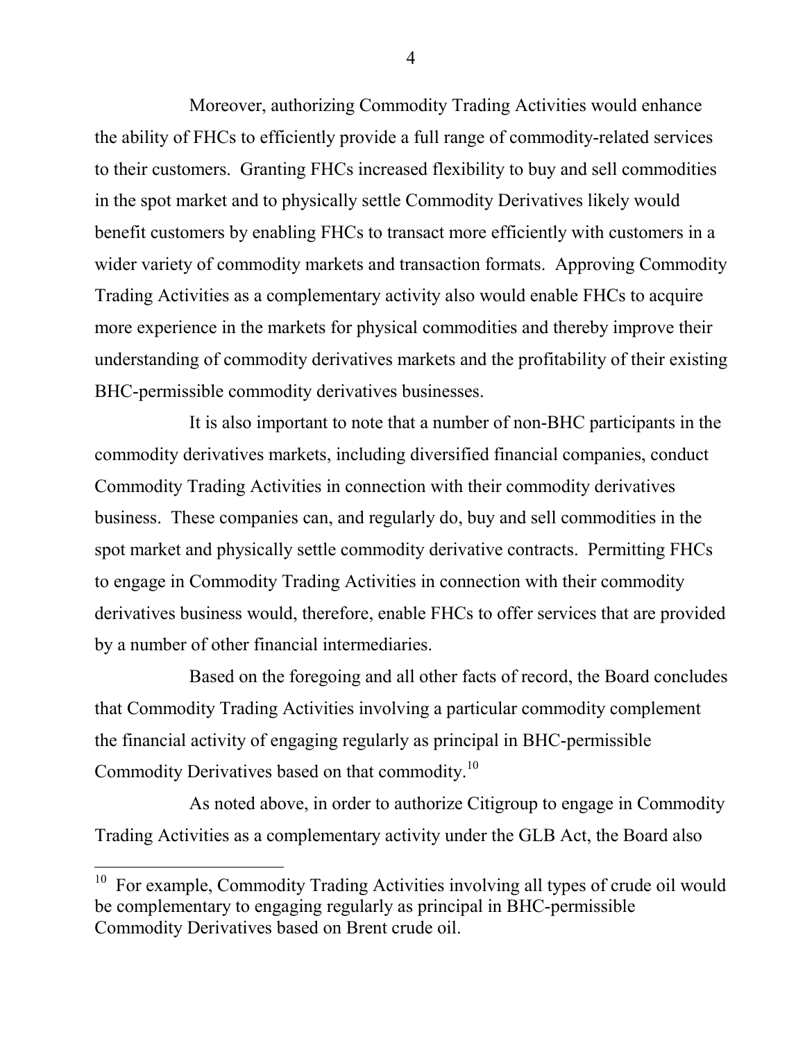Moreover, authorizing Commodity Trading Activities would enhance the ability of FHCs to efficiently provide a full range of commodity-related services to their customers. Granting FHCs increased flexibility to buy and sell commodities in the spot market and to physically settle Commodity Derivatives likely would benefit customers by enabling FHCs to transact more efficiently with customers in a wider variety of commodity markets and transaction formats. Approving Commodity Trading Activities as a complementary activity also would enable FHCs to acquire more experience in the markets for physical commodities and thereby improve their understanding of commodity derivatives markets and the profitability of their existing BHC-permissible commodity derivatives businesses.

It is also important to note that a number of non-BHC participants in the commodity derivatives markets, including diversified financial companies, conduct Commodity Trading Activities in connection with their commodity derivatives business. These companies can, and regularly do, buy and sell commodities in the spot market and physically settle commodity derivative contracts. Permitting FHCs to engage in Commodity Trading Activities in connection with their commodity derivatives business would, therefore, enable FHCs to offer services that are provided by a number of other financial intermediaries.

Based on the foregoing and all other facts of record, the Board concludes that Commodity Trading Activities involving a particular commodity complement the financial activity of engaging regularly as principal in BHC-permissible Commodity Derivatives based on that commodity.[10]

As noted above, in order to authorize Citigroup to engage in Commodity Trading Activities as a complementary activity under the GLB Act, the Board also

---

[10] For example, Commodity Trading Activities involving all types of crude oil would be complementary to engaging regularly as principal in BHC-permissible Commodity Derivatives based on Brent crude oil.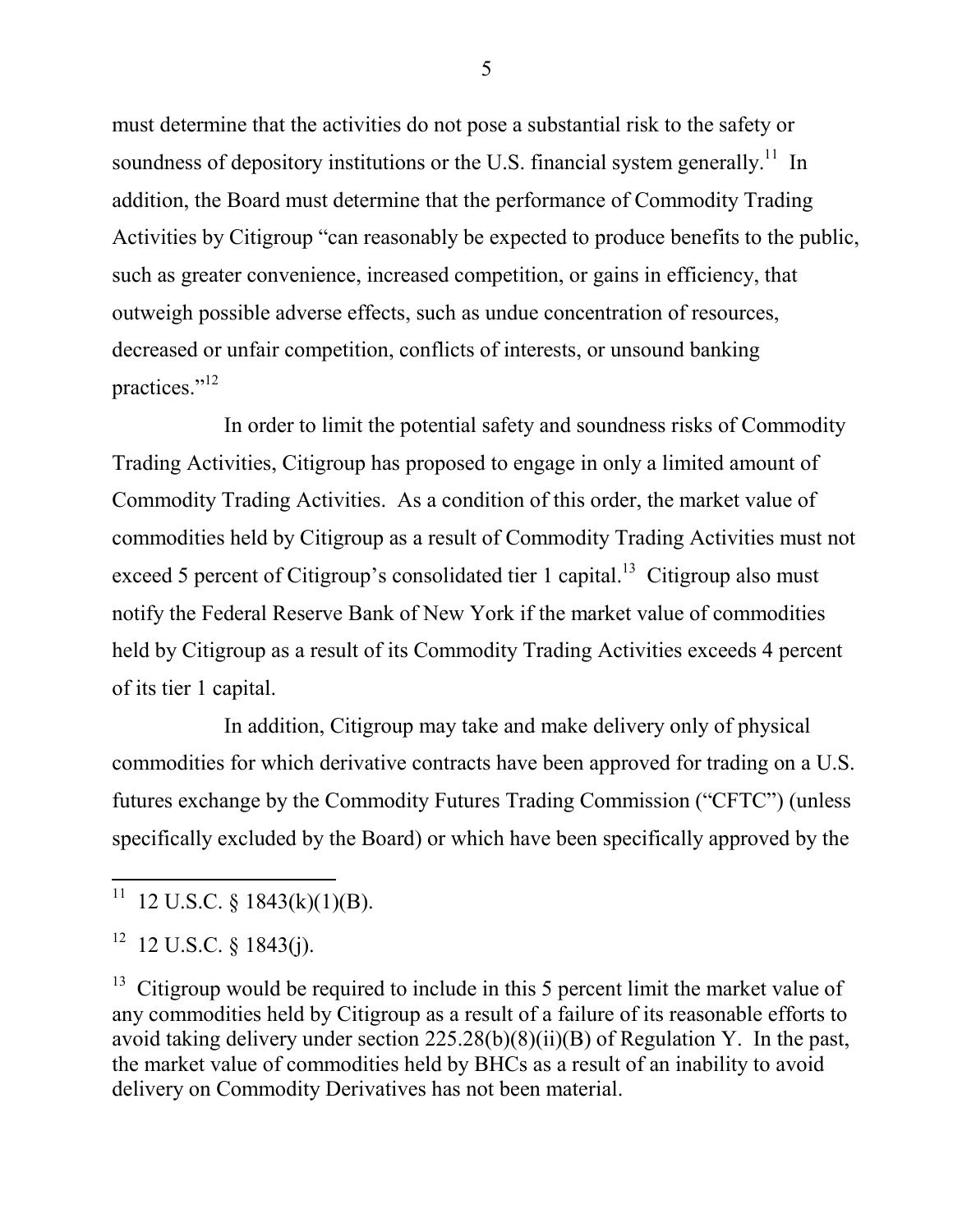must determine that the activities do not pose a substantial risk to the safety or soundness of depository institutions or the U.S. financial system generally.[11] In addition, the Board must determine that the performance of Commodity Trading Activities by Citigroup "can reasonably be expected to produce benefits to the public, such as greater convenience, increased competition, or gains in efficiency, that outweigh possible adverse effects, such as undue concentration of resources, decreased or unfair competition, conflicts of interests, or unsound banking practices."[12]

In order to limit the potential safety and soundness risks of Commodity Trading Activities, Citigroup has proposed to engage in only a limited amount of Commodity Trading Activities. As a condition of this order, the market value of commodities held by Citigroup as a result of Commodity Trading Activities must not exceed 5 percent of Citigroup's consolidated tier 1 capital.[13] Citigroup also must notify the Federal Reserve Bank of New York if the market value of commodities held by Citigroup as a result of its Commodity Trading Activities exceeds 4 percent of its tier 1 capital.

In addition, Citigroup may take and make delivery only of physical commodities for which derivative contracts have been approved for trading on a U.S. futures exchange by the Commodity Futures Trading Commission ("CFTC") (unless specifically excluded by the Board) or which have been specifically approved by the

---

[11] 12 U.S.C. § 1843(k)(1)(B).

[12] 12 U.S.C. § 1843(j).

[13] Citigroup would be required to include in this 5 percent limit the market value of any commodities held by Citigroup as a result of a failure of its reasonable efforts to avoid taking delivery under section 225.28(b)(8)(ii)(B) of Regulation Y. In the past, the market value of commodities held by BHCs as a result of an inability to avoid delivery on Commodity Derivatives has not been material.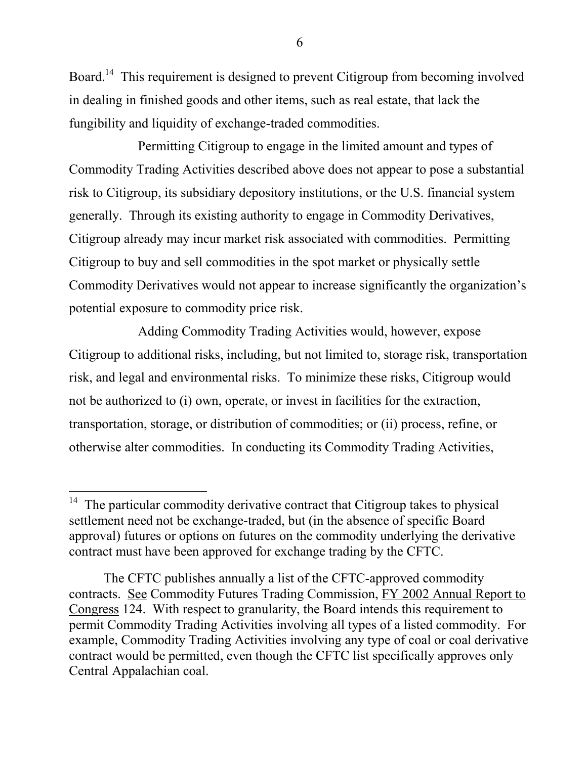Board.[14] This requirement is designed to prevent Citigroup from becoming involved in dealing in finished goods and other items, such as real estate, that lack the fungibility and liquidity of exchange-traded commodities.

Permitting Citigroup to engage in the limited amount and types of Commodity Trading Activities described above does not appear to pose a substantial risk to Citigroup, its subsidiary depository institutions, or the U.S. financial system generally. Through its existing authority to engage in Commodity Derivatives, Citigroup already may incur market risk associated with commodities. Permitting Citigroup to buy and sell commodities in the spot market or physically settle Commodity Derivatives would not appear to increase significantly the organization's potential exposure to commodity price risk.

Adding Commodity Trading Activities would, however, expose Citigroup to additional risks, including, but not limited to, storage risk, transportation risk, and legal and environmental risks. To minimize these risks, Citigroup would not be authorized to (i) own, operate, or invest in facilities for the extraction, transportation, storage, or distribution of commodities; or (ii) process, refine, or otherwise alter commodities. In conducting its Commodity Trading Activities,

---

[14] The particular commodity derivative contract that Citigroup takes to physical settlement need not be exchange-traded, but (in the absence of specific Board approval) futures or options on futures on the commodity underlying the derivative contract must have been approved for exchange trading by the CFTC.

The CFTC publishes annually a list of the CFTC-approved commodity contracts. See Commodity Futures Trading Commission, FY 2002 Annual Report to Congress 124. With respect to granularity, the Board intends this requirement to permit Commodity Trading Activities involving all types of a listed commodity. For example, Commodity Trading Activities involving any type of coal or coal derivative contract would be permitted, even though the CFTC list specifically approves only Central Appalachian coal.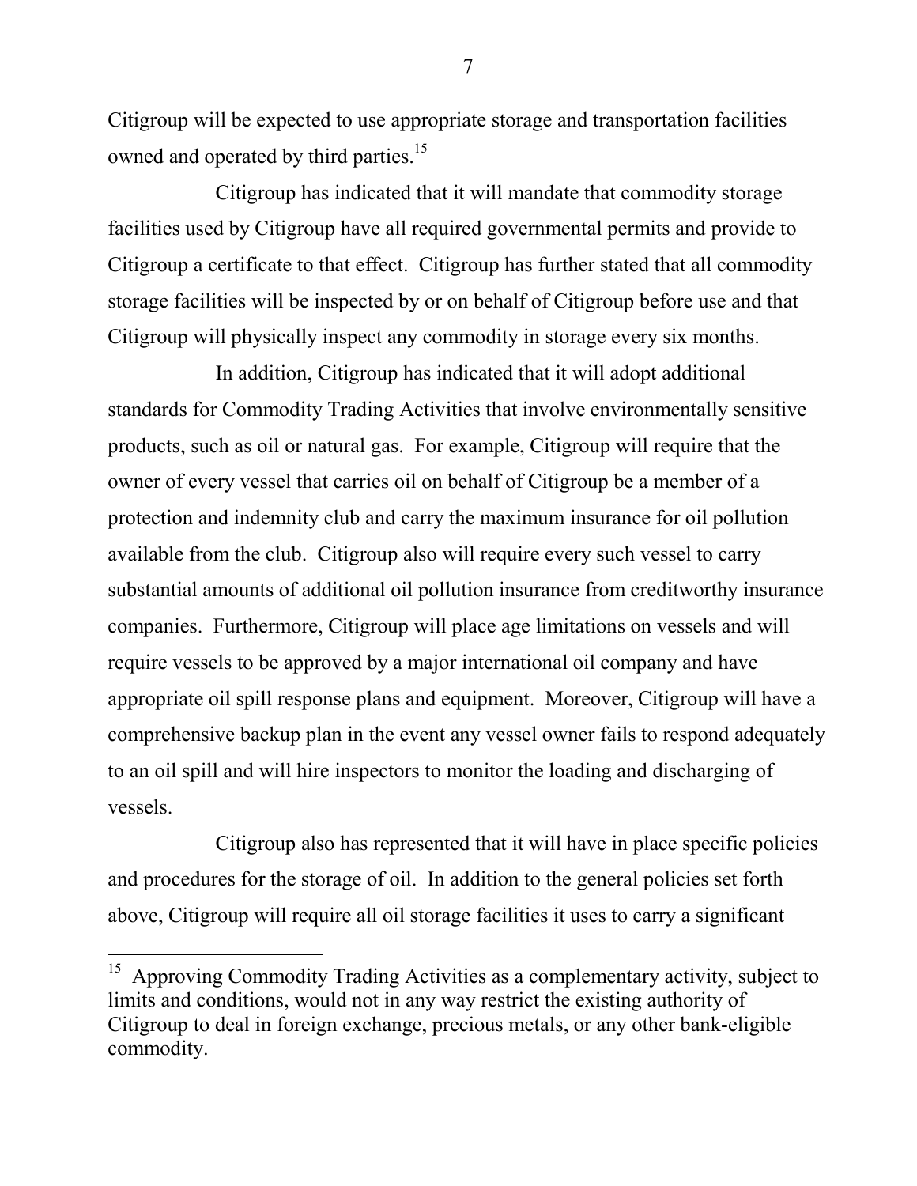Citigroup will be expected to use appropriate storage and transportation facilities owned and operated by third parties.[15]

Citigroup has indicated that it will mandate that commodity storage facilities used by Citigroup have all required governmental permits and provide to Citigroup a certificate to that effect. Citigroup has further stated that all commodity storage facilities will be inspected by or on behalf of Citigroup before use and that Citigroup will physically inspect any commodity in storage every six months.

In addition, Citigroup has indicated that it will adopt additional standards for Commodity Trading Activities that involve environmentally sensitive products, such as oil or natural gas. For example, Citigroup will require that the owner of every vessel that carries oil on behalf of Citigroup be a member of a protection and indemnity club and carry the maximum insurance for oil pollution available from the club. Citigroup also will require every such vessel to carry substantial amounts of additional oil pollution insurance from creditworthy insurance companies. Furthermore, Citigroup will place age limitations on vessels and will require vessels to be approved by a major international oil company and have appropriate oil spill response plans and equipment. Moreover, Citigroup will have a comprehensive backup plan in the event any vessel owner fails to respond adequately to an oil spill and will hire inspectors to monitor the loading and discharging of vessels.

Citigroup also has represented that it will have in place specific policies and procedures for the storage of oil. In addition to the general policies set forth above, Citigroup will require all oil storage facilities it uses to carry a significant

---

[15] Approving Commodity Trading Activities as a complementary activity, subject to limits and conditions, would not in any way restrict the existing authority of Citigroup to deal in foreign exchange, precious metals, or any other bank-eligible commodity.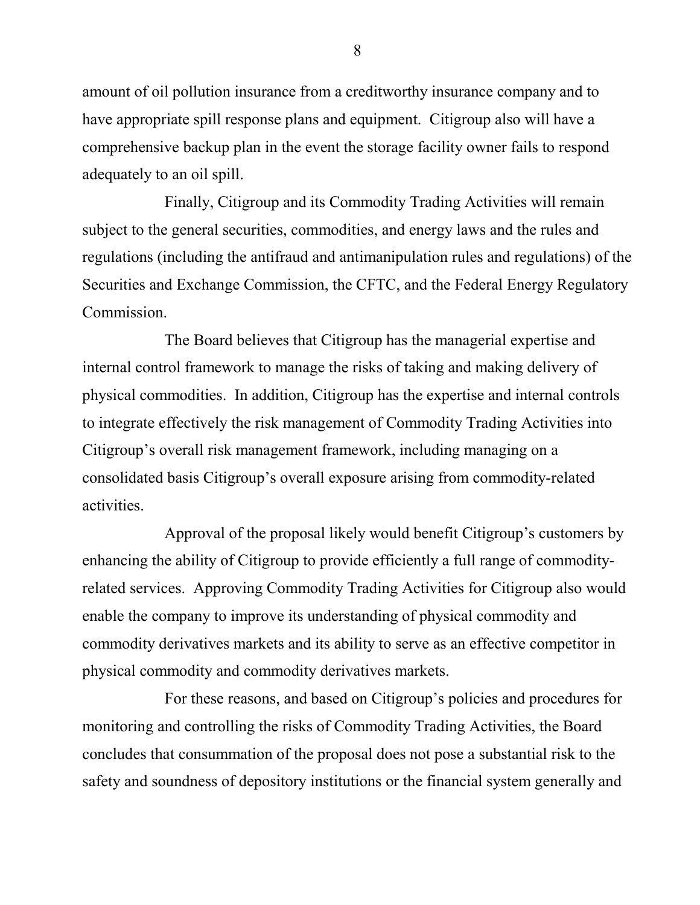amount of oil pollution insurance from a creditworthy insurance company and to have appropriate spill response plans and equipment. Citigroup also will have a comprehensive backup plan in the event the storage facility owner fails to respond adequately to an oil spill.

Finally, Citigroup and its Commodity Trading Activities will remain subject to the general securities, commodities, and energy laws and the rules and regulations (including the antifraud and antimanipulation rules and regulations) of the Securities and Exchange Commission, the CFTC, and the Federal Energy Regulatory Commission.

The Board believes that Citigroup has the managerial expertise and internal control framework to manage the risks of taking and making delivery of physical commodities. In addition, Citigroup has the expertise and internal controls to integrate effectively the risk management of Commodity Trading Activities into Citigroup's overall risk management framework, including managing on a consolidated basis Citigroup's overall exposure arising from commodity-related activities.

Approval of the proposal likely would benefit Citigroup's customers by enhancing the ability of Citigroup to provide efficiently a full range of commodity-related services. Approving Commodity Trading Activities for Citigroup also would enable the company to improve its understanding of physical commodity and commodity derivatives markets and its ability to serve as an effective competitor in physical commodity and commodity derivatives markets.

For these reasons, and based on Citigroup's policies and procedures for monitoring and controlling the risks of Commodity Trading Activities, the Board concludes that consummation of the proposal does not pose a substantial risk to the safety and soundness of depository institutions or the financial system generally and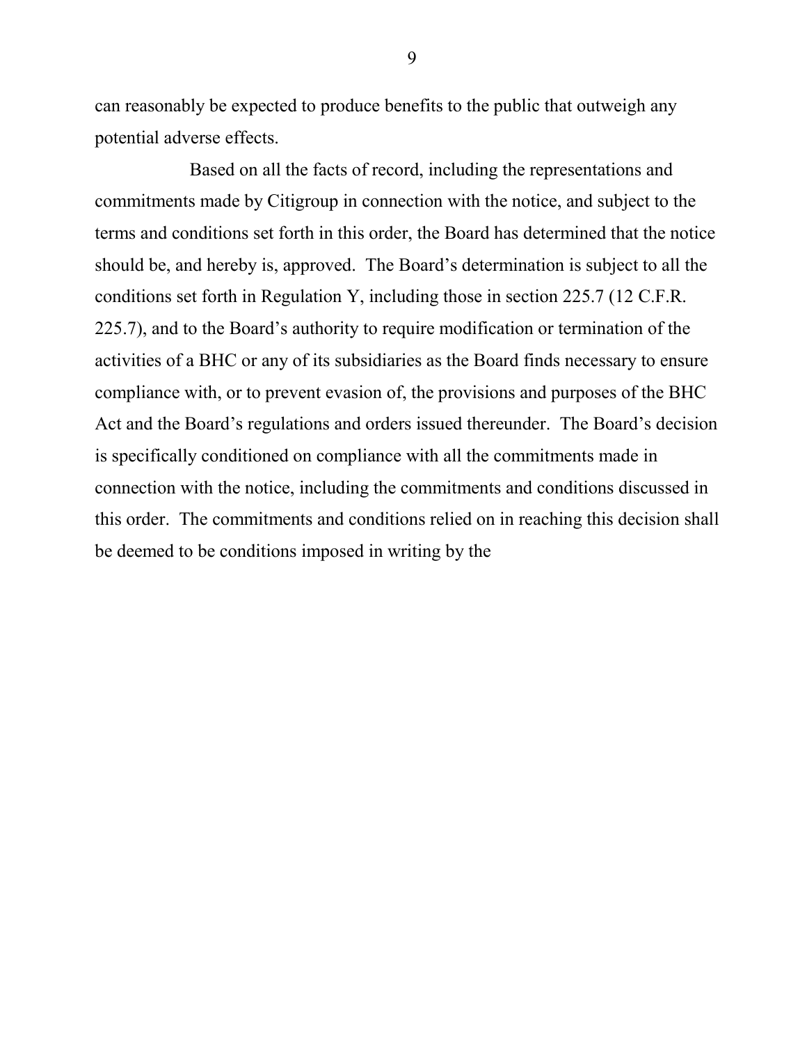can reasonably be expected to produce benefits to the public that outweigh any potential adverse effects.

Based on all the facts of record, including the representations and commitments made by Citigroup in connection with the notice, and subject to the terms and conditions set forth in this order, the Board has determined that the notice should be, and hereby is, approved. The Board's determination is subject to all the conditions set forth in Regulation Y, including those in section 225.7 (12 C.F.R. 225.7), and to the Board's authority to require modification or termination of the activities of a BHC or any of its subsidiaries as the Board finds necessary to ensure compliance with, or to prevent evasion of, the provisions and purposes of the BHC Act and the Board's regulations and orders issued thereunder. The Board's decision is specifically conditioned on compliance with all the commitments made in connection with the notice, including the commitments and conditions discussed in this order. The commitments and conditions relied on in reaching this decision shall be deemed to be conditions imposed in writing by the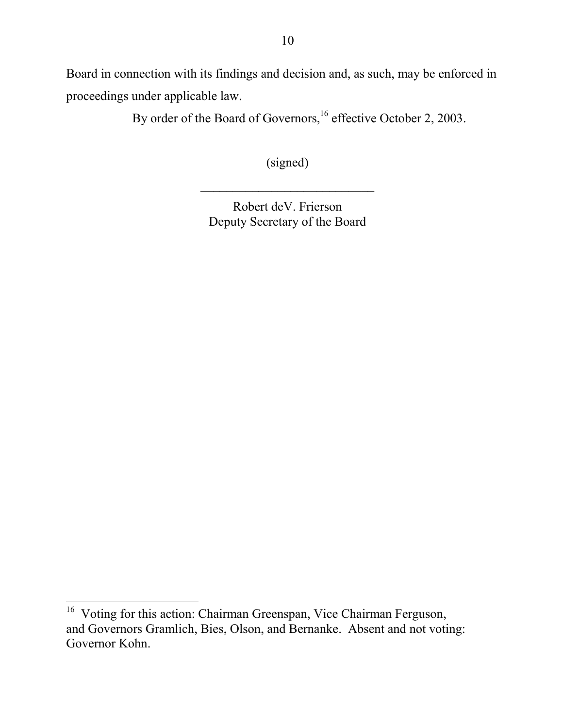Board in connection with its findings and decision and, as such, may be enforced in proceedings under applicable law.

By order of the Board of Governors,[16] effective October 2, 2003.

(signed)

\_\_\_\_\_\_\_\_\_\_\_\_\_\_\_\_\_\_\_\_\_\_\_\_\_\_\_\_

Robert deV. Frierson
Deputy Secretary of the Board

---

[16] Voting for this action: Chairman Greenspan, Vice Chairman Ferguson, and Governors Gramlich, Bies, Olson, and Bernanke. Absent and not voting: Governor Kohn.